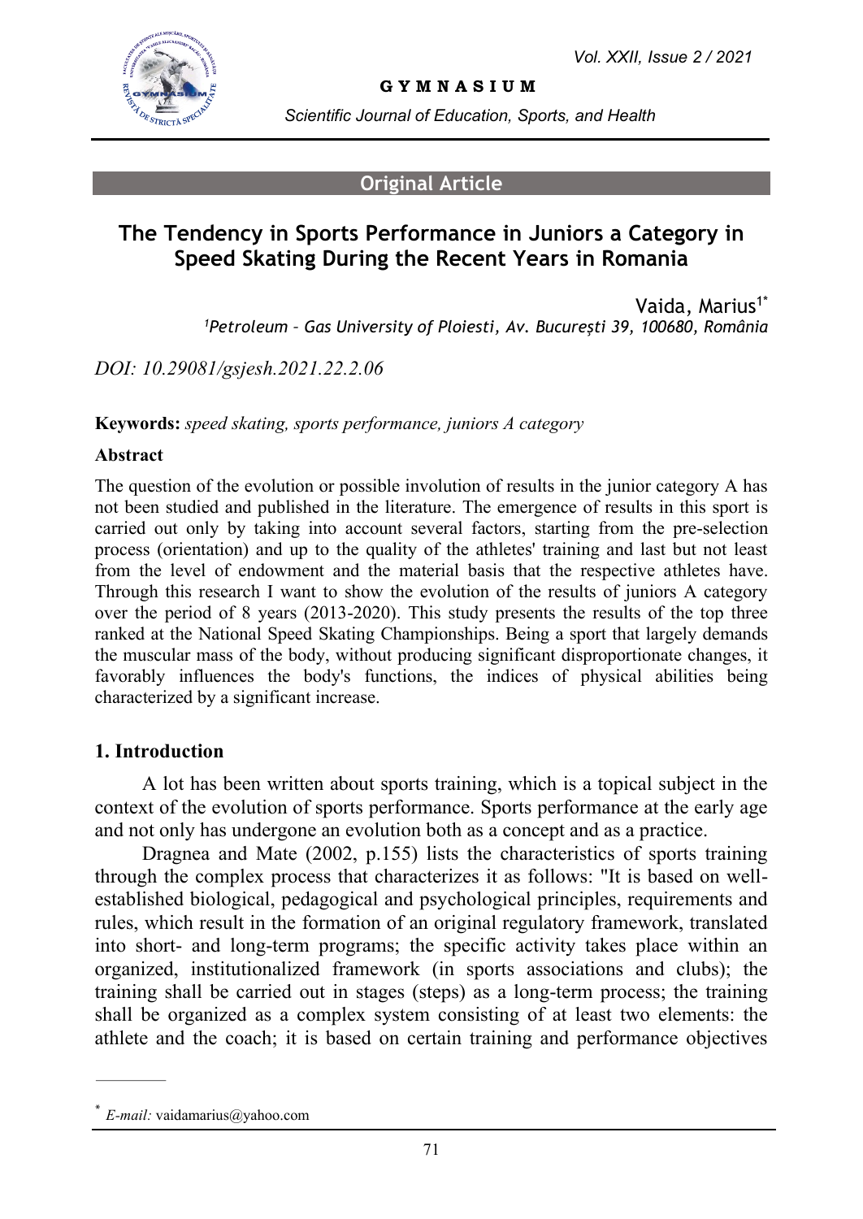**Original Article**

# The Tendency in Sports Performance in Juniors a Category in Speed Skating During the Recent Years in Romania

Vaida, Marius[1*]

[1]*Petroleum – Gas University of Ploiesti, Av. București 39, 100680, România*

*DOI: 10.29081/gsjesh.2021.22.2.06*

**Keywords:** *speed skating, sports performance, juniors A category*

**Abstract**

The question of the evolution or possible involution of results in the junior category A has not been studied and published in the literature. The emergence of results in this sport is carried out only by taking into account several factors, starting from the pre-selection process (orientation) and up to the quality of the athletes' training and last but not least from the level of endowment and the material basis that the respective athletes have. Through this research I want to show the evolution of the results of juniors A category over the period of 8 years (2013-2020). This study presents the results of the top three ranked at the National Speed Skating Championships. Being a sport that largely demands the muscular mass of the body, without producing significant disproportionate changes, it favorably influences the body's functions, the indices of physical abilities being characterized by a significant increase.

## 1. Introduction

A lot has been written about sports training, which is a topical subject in the context of the evolution of sports performance. Sports performance at the early age and not only has undergone an evolution both as a concept and as a practice.

Dragnea and Mate (2002, p.155) lists the characteristics of sports training through the complex process that characterizes it as follows: "It is based on well-established biological, pedagogical and psychological principles, requirements and rules, which result in the formation of an original regulatory framework, translated into short- and long-term programs; the specific activity takes place within an organized, institutionalized framework (in sports associations and clubs); the training shall be carried out in stages (steps) as a long-term process; the training shall be organized as a complex system consisting of at least two elements: the athlete and the coach; it is based on certain training and performance objectives

---

[*] *E-mail:* vaidamarius@yahoo.com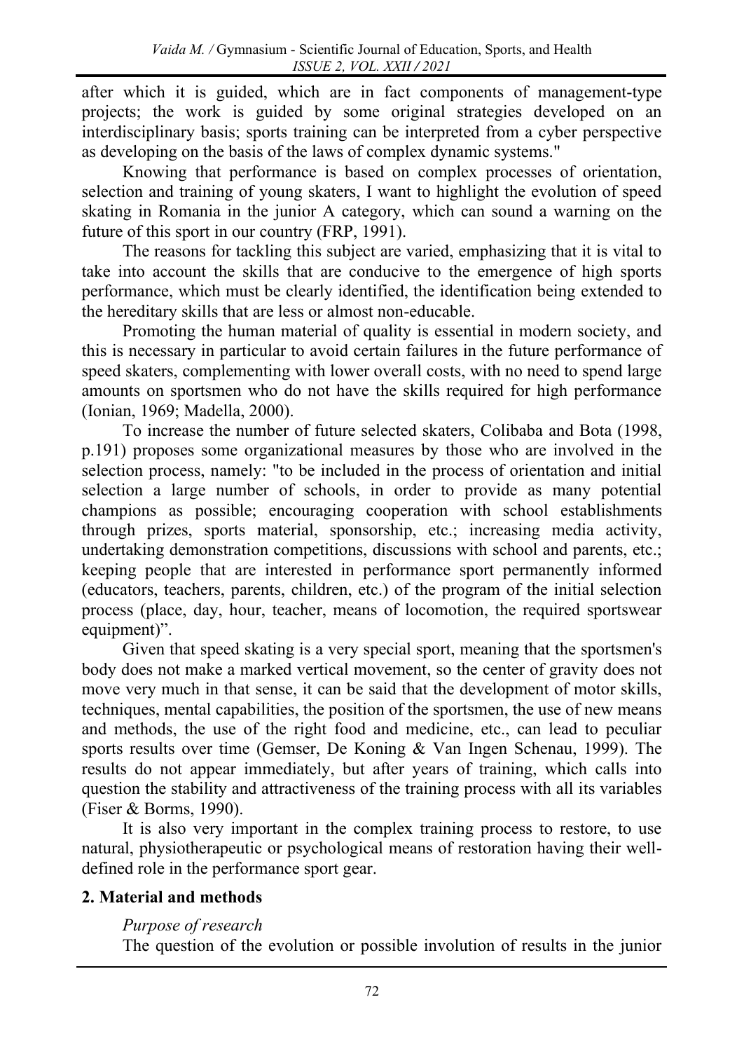after which it is guided, which are in fact components of management-type projects; the work is guided by some original strategies developed on an interdisciplinary basis; sports training can be interpreted from a cyber perspective as developing on the basis of the laws of complex dynamic systems."

Knowing that performance is based on complex processes of orientation, selection and training of young skaters, I want to highlight the evolution of speed skating in Romania in the junior A category, which can sound a warning on the future of this sport in our country (FRP, 1991).

The reasons for tackling this subject are varied, emphasizing that it is vital to take into account the skills that are conducive to the emergence of high sports performance, which must be clearly identified, the identification being extended to the hereditary skills that are less or almost non-educable.

Promoting the human material of quality is essential in modern society, and this is necessary in particular to avoid certain failures in the future performance of speed skaters, complementing with lower overall costs, with no need to spend large amounts on sportsmen who do not have the skills required for high performance (Ionian, 1969; Madella, 2000).

To increase the number of future selected skaters, Colibaba and Bota (1998, p.191) proposes some organizational measures by those who are involved in the selection process, namely: "to be included in the process of orientation and initial selection a large number of schools, in order to provide as many potential champions as possible; encouraging cooperation with school establishments through prizes, sports material, sponsorship, etc.; increasing media activity, undertaking demonstration competitions, discussions with school and parents, etc.; keeping people that are interested in performance sport permanently informed (educators, teachers, parents, children, etc.) of the program of the initial selection process (place, day, hour, teacher, means of locomotion, the required sportswear equipment)".

Given that speed skating is a very special sport, meaning that the sportsmen's body does not make a marked vertical movement, so the center of gravity does not move very much in that sense, it can be said that the development of motor skills, techniques, mental capabilities, the position of the sportsmen, the use of new means and methods, the use of the right food and medicine, etc., can lead to peculiar sports results over time (Gemser, De Koning & Van Ingen Schenau, 1999). The results do not appear immediately, but after years of training, which calls into question the stability and attractiveness of the training process with all its variables (Fiser & Borms, 1990).

It is also very important in the complex training process to restore, to use natural, physiotherapeutic or psychological means of restoration having their well-defined role in the performance sport gear.

## 2. Material and methods

*Purpose of research*

The question of the evolution or possible involution of results in the junior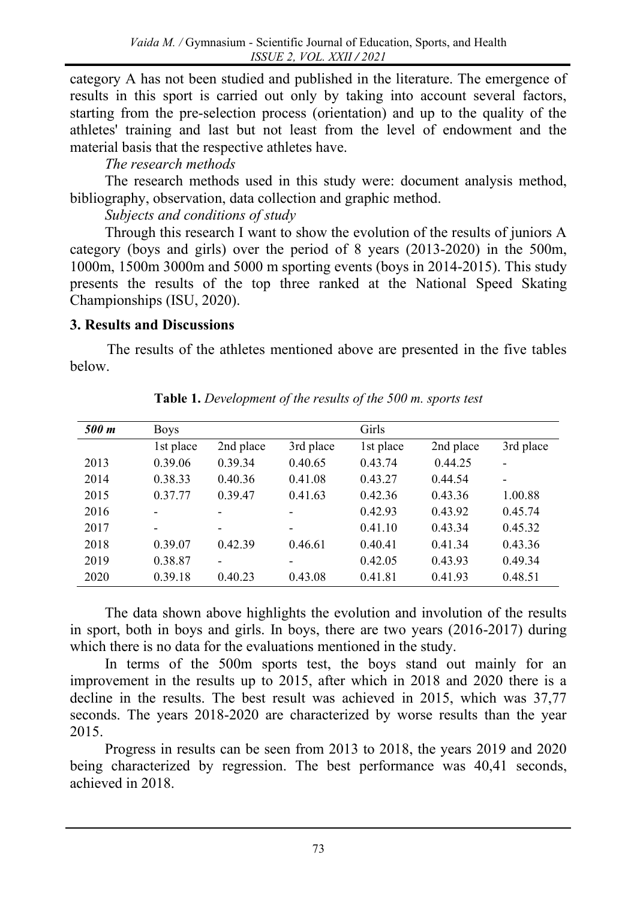category A has not been studied and published in the literature. The emergence of results in this sport is carried out only by taking into account several factors, starting from the pre-selection process (orientation) and up to the quality of the athletes' training and last but not least from the level of endowment and the material basis that the respective athletes have.

*The research methods*

The research methods used in this study were: document analysis method, bibliography, observation, data collection and graphic method.

*Subjects and conditions of study*

Through this research I want to show the evolution of the results of juniors A category (boys and girls) over the period of 8 years (2013-2020) in the 500m, 1000m, 1500m 3000m and 5000 m sporting events (boys in 2014-2015). This study presents the results of the top three ranked at the National Speed Skating Championships (ISU, 2020).

## 3. Results and Discussions

The results of the athletes mentioned above are presented in the five tables below.

**Table 1.** *Development of the results of the 500 m. sports test*

| ***500 m*** | Boys | | | Girls | | |
|---|---|---|---|---|---|---|
| | 1st place | 2nd place | 3rd place | 1st place | 2nd place | 3rd place |
| 2013 | 0.39.06 | 0.39.34 | 0.40.65 | 0.43.74 | 0.44.25 | - |
| 2014 | 0.38.33 | 0.40.36 | 0.41.08 | 0.43.27 | 0.44.54 | - |
| 2015 | 0.37.77 | 0.39.47 | 0.41.63 | 0.42.36 | 0.43.36 | 1.00.88 |
| 2016 | - | - | - | 0.42.93 | 0.43.92 | 0.45.74 |
| 2017 | - | - | - | 0.41.10 | 0.43.34 | 0.45.32 |
| 2018 | 0.39.07 | 0.42.39 | 0.46.61 | 0.40.41 | 0.41.34 | 0.43.36 |
| 2019 | 0.38.87 | - | - | 0.42.05 | 0.43.93 | 0.49.34 |
| 2020 | 0.39.18 | 0.40.23 | 0.43.08 | 0.41.81 | 0.41.93 | 0.48.51 |

The data shown above highlights the evolution and involution of the results in sport, both in boys and girls. In boys, there are two years (2016-2017) during which there is no data for the evaluations mentioned in the study.

In terms of the 500m sports test, the boys stand out mainly for an improvement in the results up to 2015, after which in 2018 and 2020 there is a decline in the results. The best result was achieved in 2015, which was 37,77 seconds. The years 2018-2020 are characterized by worse results than the year 2015.

Progress in results can be seen from 2013 to 2018, the years 2019 and 2020 being characterized by regression. The best performance was 40,41 seconds, achieved in 2018.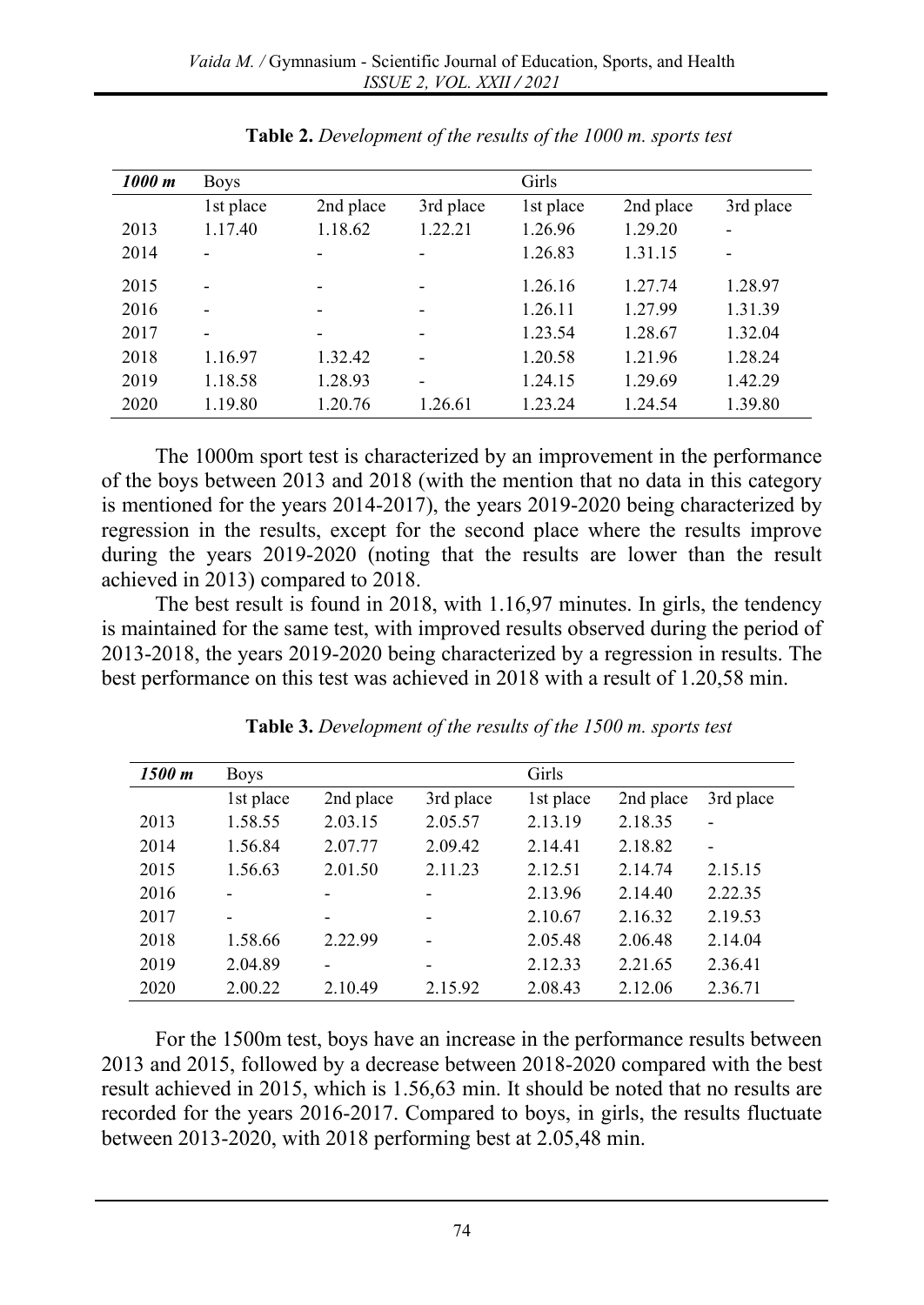**Table 2.** *Development of the results of the 1000 m. sports test*

| *1000 m* | Boys | | | Girls | | |
|---|---|---|---|---|---|---|
| | 1st place | 2nd place | 3rd place | 1st place | 2nd place | 3rd place |
| 2013 | 1.17.40 | 1.18.62 | 1.22.21 | 1.26.96 | 1.29.20 | - |
| 2014 | - | - | - | 1.26.83 | 1.31.15 | - |
| 2015 | - | - | - | 1.26.16 | 1.27.74 | 1.28.97 |
| 2016 | - | - | - | 1.26.11 | 1.27.99 | 1.31.39 |
| 2017 | - | - | - | 1.23.54 | 1.28.67 | 1.32.04 |
| 2018 | 1.16.97 | 1.32.42 | - | 1.20.58 | 1.21.96 | 1.28.24 |
| 2019 | 1.18.58 | 1.28.93 | - | 1.24.15 | 1.29.69 | 1.42.29 |
| 2020 | 1.19.80 | 1.20.76 | 1.26.61 | 1.23.24 | 1.24.54 | 1.39.80 |

The 1000m sport test is characterized by an improvement in the performance of the boys between 2013 and 2018 (with the mention that no data in this category is mentioned for the years 2014-2017), the years 2019-2020 being characterized by regression in the results, except for the second place where the results improve during the years 2019-2020 (noting that the results are lower than the result achieved in 2013) compared to 2018.

The best result is found in 2018, with 1.16,97 minutes. In girls, the tendency is maintained for the same test, with improved results observed during the period of 2013-2018, the years 2019-2020 being characterized by a regression in results. The best performance on this test was achieved in 2018 with a result of 1.20,58 min.

**Table 3.** *Development of the results of the 1500 m. sports test*

| *1500 m* | Boys | | | Girls | | |
|---|---|---|---|---|---|---|
| | 1st place | 2nd place | 3rd place | 1st place | 2nd place | 3rd place |
| 2013 | 1.58.55 | 2.03.15 | 2.05.57 | 2.13.19 | 2.18.35 | - |
| 2014 | 1.56.84 | 2.07.77 | 2.09.42 | 2.14.41 | 2.18.82 | - |
| 2015 | 1.56.63 | 2.01.50 | 2.11.23 | 2.12.51 | 2.14.74 | 2.15.15 |
| 2016 | - | - | - | 2.13.96 | 2.14.40 | 2.22.35 |
| 2017 | - | - | - | 2.10.67 | 2.16.32 | 2.19.53 |
| 2018 | 1.58.66 | 2.22.99 | - | 2.05.48 | 2.06.48 | 2.14.04 |
| 2019 | 2.04.89 | - | - | 2.12.33 | 2.21.65 | 2.36.41 |
| 2020 | 2.00.22 | 2.10.49 | 2.15.92 | 2.08.43 | 2.12.06 | 2.36.71 |

For the 1500m test, boys have an increase in the performance results between 2013 and 2015, followed by a decrease between 2018-2020 compared with the best result achieved in 2015, which is 1.56,63 min. It should be noted that no results are recorded for the years 2016-2017. Compared to boys, in girls, the results fluctuate between 2013-2020, with 2018 performing best at 2.05,48 min.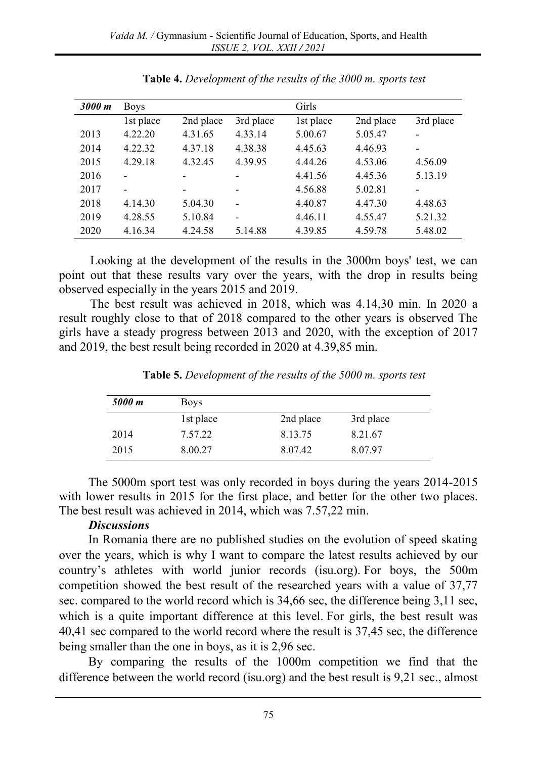**Table 4.** *Development of the results of the 3000 m. sports test*

| *3000 m* | Boys | | | Girls | | |
|---|---|---|---|---|---|---|
| | 1st place | 2nd place | 3rd place | 1st place | 2nd place | 3rd place |
| 2013 | 4.22.20 | 4.31.65 | 4.33.14 | 5.00.67 | 5.05.47 | - |
| 2014 | 4.22.32 | 4.37.18 | 4.38.38 | 4.45.63 | 4.46.93 | - |
| 2015 | 4.29.18 | 4.32.45 | 4.39.95 | 4.44.26 | 4.53.06 | 4.56.09 |
| 2016 | - | - | - | 4.41.56 | 4.45.36 | 5.13.19 |
| 2017 | - | - | - | 4.56.88 | 5.02.81 | - |
| 2018 | 4.14.30 | 5.04.30 | - | 4.40.87 | 4.47.30 | 4.48.63 |
| 2019 | 4.28.55 | 5.10.84 | - | 4.46.11 | 4.55.47 | 5.21.32 |
| 2020 | 4.16.34 | 4.24.58 | 5.14.88 | 4.39.85 | 4.59.78 | 5.48.02 |

Looking at the development of the results in the 3000m boys' test, we can point out that these results vary over the years, with the drop in results being observed especially in the years 2015 and 2019.

The best result was achieved in 2018, which was 4.14,30 min. In 2020 a result roughly close to that of 2018 compared to the other years is observed The girls have a steady progress between 2013 and 2020, with the exception of 2017 and 2019, the best result being recorded in 2020 at 4.39,85 min.

**Table 5.** *Development of the results of the 5000 m. sports test*

| *5000 m* | Boys | | |
|---|---|---|---|
| | 1st place | 2nd place | 3rd place |
| 2014 | 7.57.22 | 8.13.75 | 8.21.67 |
| 2015 | 8.00.27 | 8.07.42 | 8.07.97 |

The 5000m sport test was only recorded in boys during the years 2014-2015 with lower results in 2015 for the first place, and better for the other two places. The best result was achieved in 2014, which was 7.57,22 min.

***Discussions***

In Romania there are no published studies on the evolution of speed skating over the years, which is why I want to compare the latest results achieved by our country's athletes with world junior records (isu.org). For boys, the 500m competition showed the best result of the researched years with a value of 37,77 sec. compared to the world record which is 34,66 sec, the difference being 3,11 sec, which is a quite important difference at this level. For girls, the best result was 40,41 sec compared to the world record where the result is 37,45 sec, the difference being smaller than the one in boys, as it is 2,96 sec.

By comparing the results of the 1000m competition we find that the difference between the world record (isu.org) and the best result is 9,21 sec., almost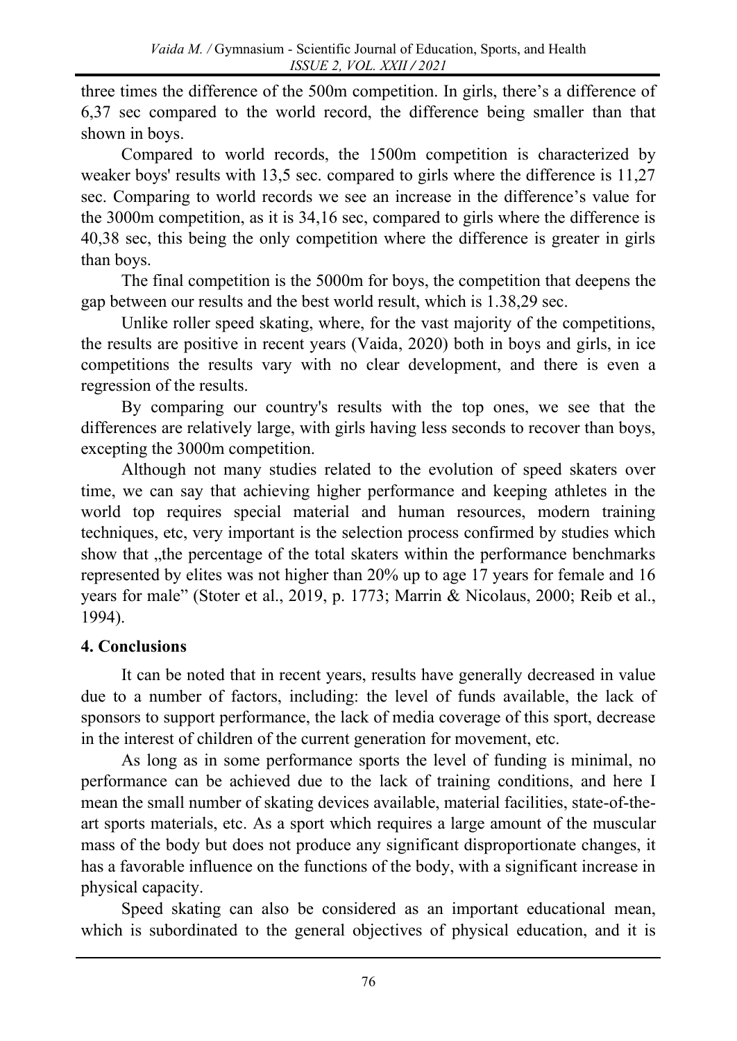three times the difference of the 500m competition. In girls, there's a difference of 6,37 sec compared to the world record, the difference being smaller than that shown in boys.

Compared to world records, the 1500m competition is characterized by weaker boys' results with 13,5 sec. compared to girls where the difference is 11,27 sec. Comparing to world records we see an increase in the difference's value for the 3000m competition, as it is 34,16 sec, compared to girls where the difference is 40,38 sec, this being the only competition where the difference is greater in girls than boys.

The final competition is the 5000m for boys, the competition that deepens the gap between our results and the best world result, which is 1.38,29 sec.

Unlike roller speed skating, where, for the vast majority of the competitions, the results are positive in recent years (Vaida, 2020) both in boys and girls, in ice competitions the results vary with no clear development, and there is even a regression of the results.

By comparing our country's results with the top ones, we see that the differences are relatively large, with girls having less seconds to recover than boys, excepting the 3000m competition.

Although not many studies related to the evolution of speed skaters over time, we can say that achieving higher performance and keeping athletes in the world top requires special material and human resources, modern training techniques, etc, very important is the selection process confirmed by studies which show that „the percentage of the total skaters within the performance benchmarks represented by elites was not higher than 20% up to age 17 years for female and 16 years for male" (Stoter et al., 2019, p. 1773; Marrin & Nicolaus, 2000; Reib et al., 1994).

## 4. Conclusions

It can be noted that in recent years, results have generally decreased in value due to a number of factors, including: the level of funds available, the lack of sponsors to support performance, the lack of media coverage of this sport, decrease in the interest of children of the current generation for movement, etc.

As long as in some performance sports the level of funding is minimal, no performance can be achieved due to the lack of training conditions, and here I mean the small number of skating devices available, material facilities, state-of-the-art sports materials, etc. As a sport which requires a large amount of the muscular mass of the body but does not produce any significant disproportionate changes, it has a favorable influence on the functions of the body, with a significant increase in physical capacity.

Speed skating can also be considered as an important educational mean, which is subordinated to the general objectives of physical education, and it is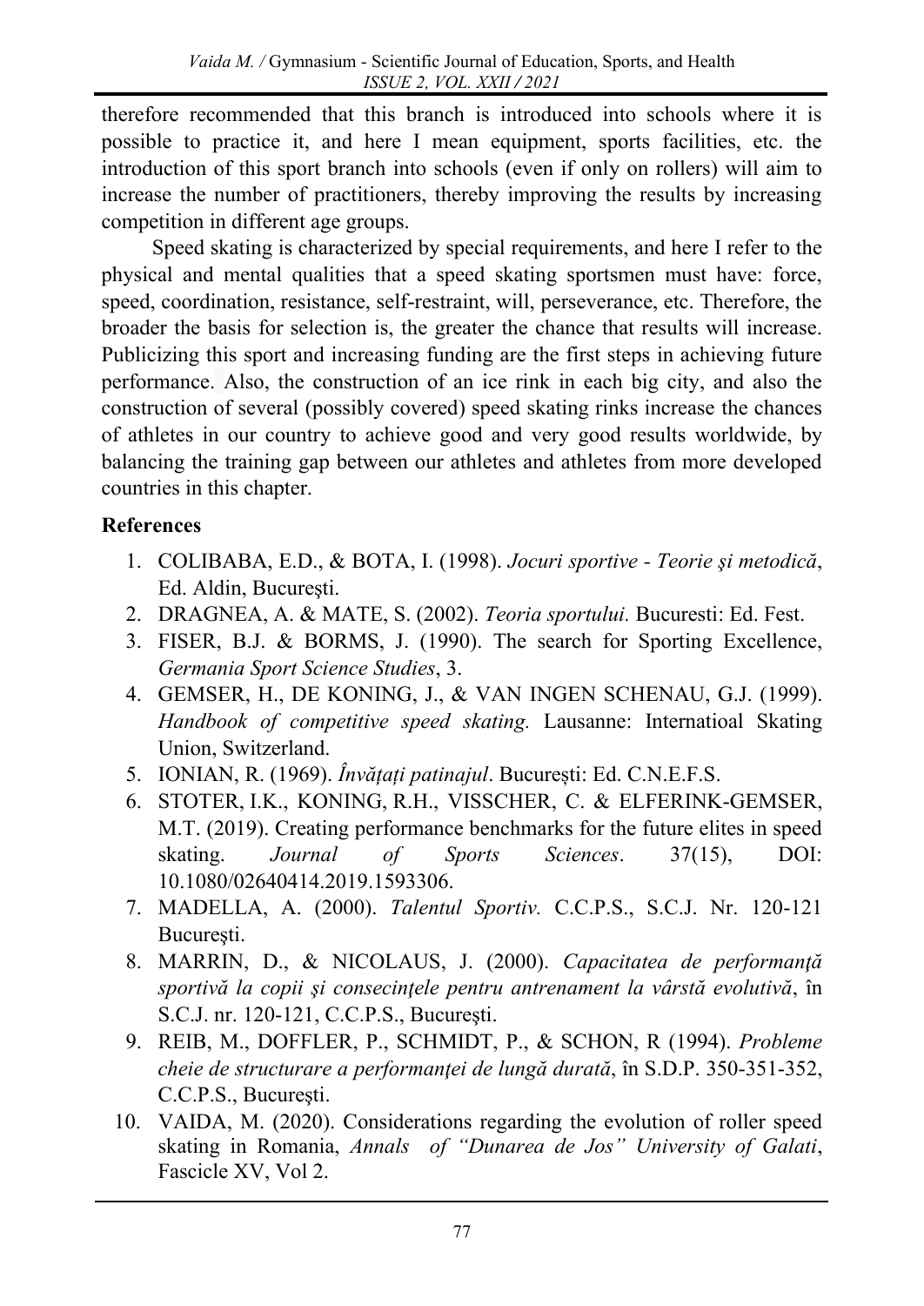therefore recommended that this branch is introduced into schools where it is possible to practice it, and here I mean equipment, sports facilities, etc. the introduction of this sport branch into schools (even if only on rollers) will aim to increase the number of practitioners, thereby improving the results by increasing competition in different age groups.

Speed skating is characterized by special requirements, and here I refer to the physical and mental qualities that a speed skating sportsmen must have: force, speed, coordination, resistance, self-restraint, will, perseverance, etc. Therefore, the broader the basis for selection is, the greater the chance that results will increase. Publicizing this sport and increasing funding are the first steps in achieving future performance. Also, the construction of an ice rink in each big city, and also the construction of several (possibly covered) speed skating rinks increase the chances of athletes in our country to achieve good and very good results worldwide, by balancing the training gap between our athletes and athletes from more developed countries in this chapter.

**References**

1. COLIBABA, E.D., & BOTA, I. (1998). *Jocuri sportive - Teorie şi metodică*, Ed. Aldin, Bucureşti.
2. DRAGNEA, A. & MATE, S. (2002). *Teoria sportului.* Bucuresti: Ed. Fest.
3. FISER, B.J. & BORMS, J. (1990). The search for Sporting Excellence, *Germania Sport Science Studies*, 3.
4. GEMSER, H., DE KONING, J., & VAN INGEN SCHENAU, G.J. (1999). *Handbook of competitive speed skating.* Lausanne: Internatioal Skating Union, Switzerland.
5. IONIAN, R. (1969). *Învățați patinajul*. București: Ed. C.N.E.F.S.
6. STOTER, I.K., KONING, R.H., VISSCHER, C. & ELFERINK-GEMSER, M.T. (2019). Creating performance benchmarks for the future elites in speed skating. *Journal of Sports Sciences*. 37(15), DOI: 10.1080/02640414.2019.1593306.
7. MADELLA, A. (2000). *Talentul Sportiv.* C.C.P.S., S.C.J. Nr. 120-121 Bucureşti.
8. MARRIN, D., & NICOLAUS, J. (2000). *Capacitatea de performanţă sportivă la copii şi consecinţele pentru antrenament la vârstă evolutivă*, în S.C.J. nr. 120-121, C.C.P.S., Bucureşti.
9. REIB, M., DOFFLER, P., SCHMIDT, P., & SCHON, R (1994). *Probleme cheie de structurare a performanţei de lungă durată*, în S.D.P. 350-351-352, C.C.P.S., Bucureşti.
10. VAIDA, M. (2020). Considerations regarding the evolution of roller speed skating in Romania, *Annals of "Dunarea de Jos" University of Galati*, Fascicle XV, Vol 2.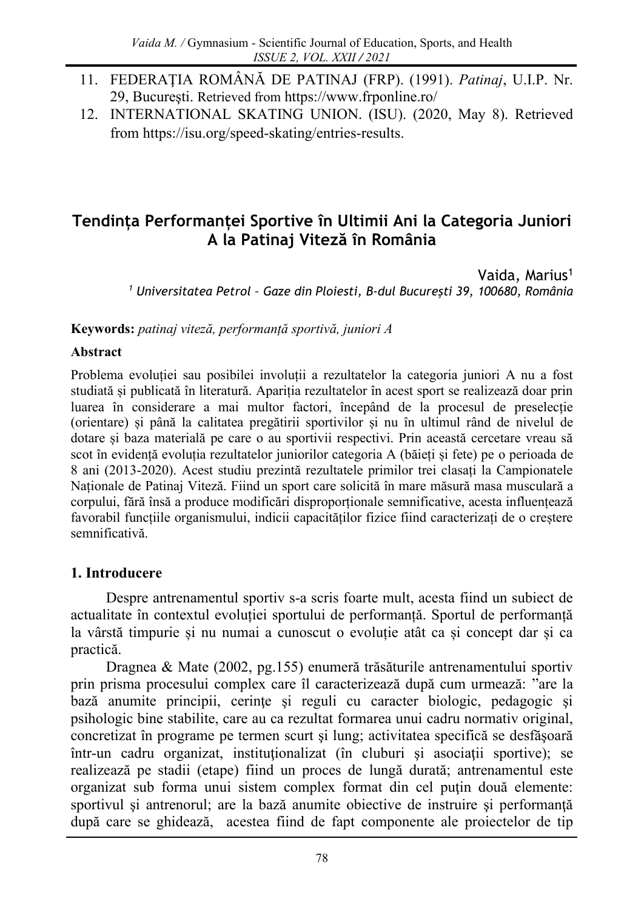11. FEDERAŢIA ROMÂNĂ DE PATINAJ (FRP). (1991). *Patinaj*, U.I.P. Nr. 29, Bucureşti. Retrieved from https://www.frponline.ro/
12. INTERNATIONAL SKATING UNION. (ISU). (2020, May 8). Retrieved from https://isu.org/speed-skating/entries-results.

# Tendința Performanței Sportive în Ultimii Ani la Categoria Juniori A la Patinaj Viteză în România

Vaida, Marius[1]

[1] *Universitatea Petrol – Gaze din Ploiesti, B-dul București 39, 100680, România*

**Keywords:** *patinaj viteză, performanță sportivă, juniori A*

**Abstract**

Problema evoluției sau posibilei involuții a rezultatelor la categoria juniori A nu a fost studiată și publicată în literatură. Apariția rezultatelor în acest sport se realizează doar prin luarea în considerare a mai multor factori, începând de la procesul de preselecție (orientare) și până la calitatea pregătirii sportivilor și nu în ultimul rând de nivelul de dotare și baza materială pe care o au sportivii respectivi. Prin această cercetare vreau să scot în evidență evoluția rezultatelor juniorilor categoria A (băieți și fete) pe o perioada de 8 ani (2013-2020). Acest studiu prezintă rezultatele primilor trei clasați la Campionatele Naționale de Patinaj Viteză. Fiind un sport care solicită în mare măsură masa musculară a corpului, fără însă a produce modificări disproporționale semnificative, acesta influențează favorabil funcțiile organismului, indicii capacităților fizice fiind caracterizați de o creștere semnificativă.

## 1. Introducere

Despre antrenamentul sportiv s-a scris foarte mult, acesta fiind un subiect de actualitate în contextul evoluției sportului de performanță. Sportul de performanță la vârstă timpurie și nu numai a cunoscut o evoluție atât ca și concept dar și ca practică.

Dragnea & Mate (2002, pg.155) enumeră trăsăturile antrenamentului sportiv prin prisma procesului complex care îl caracterizează după cum urmează: ”are la bază anumite principii, cerinţe şi reguli cu caracter biologic, pedagogic şi psihologic bine stabilite, care au ca rezultat formarea unui cadru normativ original, concretizat în programe pe termen scurt şi lung; activitatea specifică se desfăşoară într-un cadru organizat, instituţionalizat (în cluburi şi asociaţii sportive); se realizează pe stadii (etape) fiind un proces de lungă durată; antrenamentul este organizat sub forma unui sistem complex format din cel puţin două elemente: sportivul şi antrenorul; are la bază anumite obiective de instruire şi performanţă după care se ghidează, acestea fiind de fapt componente ale proiectelor de tip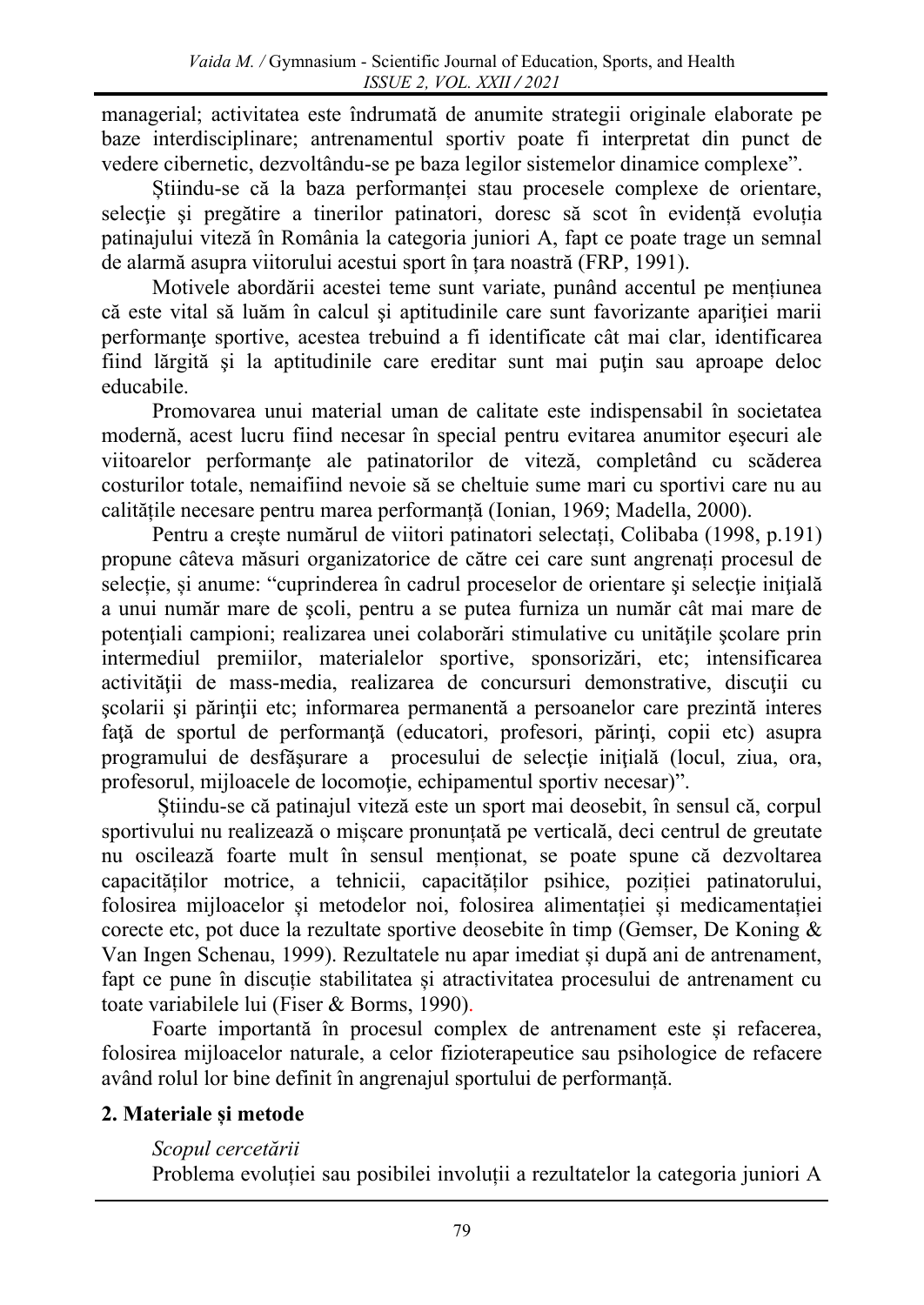managerial; activitatea este îndrumată de anumite strategii originale elaborate pe baze interdisciplinare; antrenamentul sportiv poate fi interpretat din punct de vedere cibernetic, dezvoltându-se pe baza legilor sistemelor dinamice complexe".

Ştiindu-se că la baza performanţei stau procesele complexe de orientare, selecţie şi pregătire a tinerilor patinatori, doresc să scot în evidenţă evoluţia patinajului viteză în România la categoria juniori A, fapt ce poate trage un semnal de alarmă asupra viitorului acestui sport în ţara noastră (FRP, 1991).

Motivele abordării acestei teme sunt variate, punând accentul pe menţiunea că este vital să luăm în calcul şi aptitudinile care sunt favorizante apariţiei marii performanţe sportive, acestea trebuind a fi identificate cât mai clar, identificarea fiind lărgită şi la aptitudinile care ereditar sunt mai puţin sau aproape deloc educabile.

Promovarea unui material uman de calitate este indispensabil în societatea modernă, acest lucru fiind necesar în special pentru evitarea anumitor eşecuri ale viitoarelor performanţe ale patinatorilor de viteză, completând cu scăderea costurilor totale, nemaifiind nevoie să se cheltuie sume mari cu sportivi care nu au calităţile necesare pentru marea performanţă (Ionian, 1969; Madella, 2000).

Pentru a creşte numărul de viitori patinatori selectaţi, Colibaba (1998, p.191) propune câteva măsuri organizatorice de către cei care sunt angrenaţi procesul de selecţie, şi anume: "cuprinderea în cadrul proceselor de orientare şi selecţie iniţială a unui număr mare de şcoli, pentru a se putea furniza un număr cât mai mare de potenţiali campioni; realizarea unei colaborări stimulative cu unităţile şcolare prin intermediul premiilor, materialelor sportive, sponsorizări, etc; intensificarea activităţii de mass-media, realizarea de concursuri demonstrative, discuţii cu şcolarii şi părinţii etc; informarea permanentă a persoanelor care prezintă interes faţă de sportul de performanţă (educatori, profesori, părinţi, copii etc) asupra programului de desfăşurare a procesului de selecţie iniţială (locul, ziua, ora, profesorul, mijloacele de locomoţie, echipamentul sportiv necesar)".

Ştiindu-se că patinajul viteză este un sport mai deosebit, în sensul că, corpul sportivului nu realizează o mişcare pronunţată pe verticală, deci centrul de greutate nu oscilează foarte mult în sensul menţionat, se poate spune că dezvoltarea capacităţilor motrice, a tehnicii, capacităţilor psihice, poziţiei patinatorului, folosirea mijloacelor şi metodelor noi, folosirea alimentaţiei şi medicamentaţiei corecte etc, pot duce la rezultate sportive deosebite în timp (Gemser, De Koning & Van Ingen Schenau, 1999). Rezultatele nu apar imediat şi după ani de antrenament, fapt ce pune în discuţie stabilitatea şi atractivitatea procesului de antrenament cu toate variabilele lui (Fiser & Borms, 1990).

Foarte importantă în procesul complex de antrenament este şi refacerea, folosirea mijloacelor naturale, a celor fizioterapeutice sau psihologice de refacere având rolul lor bine definit în angrenajul sportului de performanţă.

## 2. Materiale şi metode

*Scopul cercetării*

Problema evoluţiei sau posibilei involuţii a rezultatelor la categoria juniori A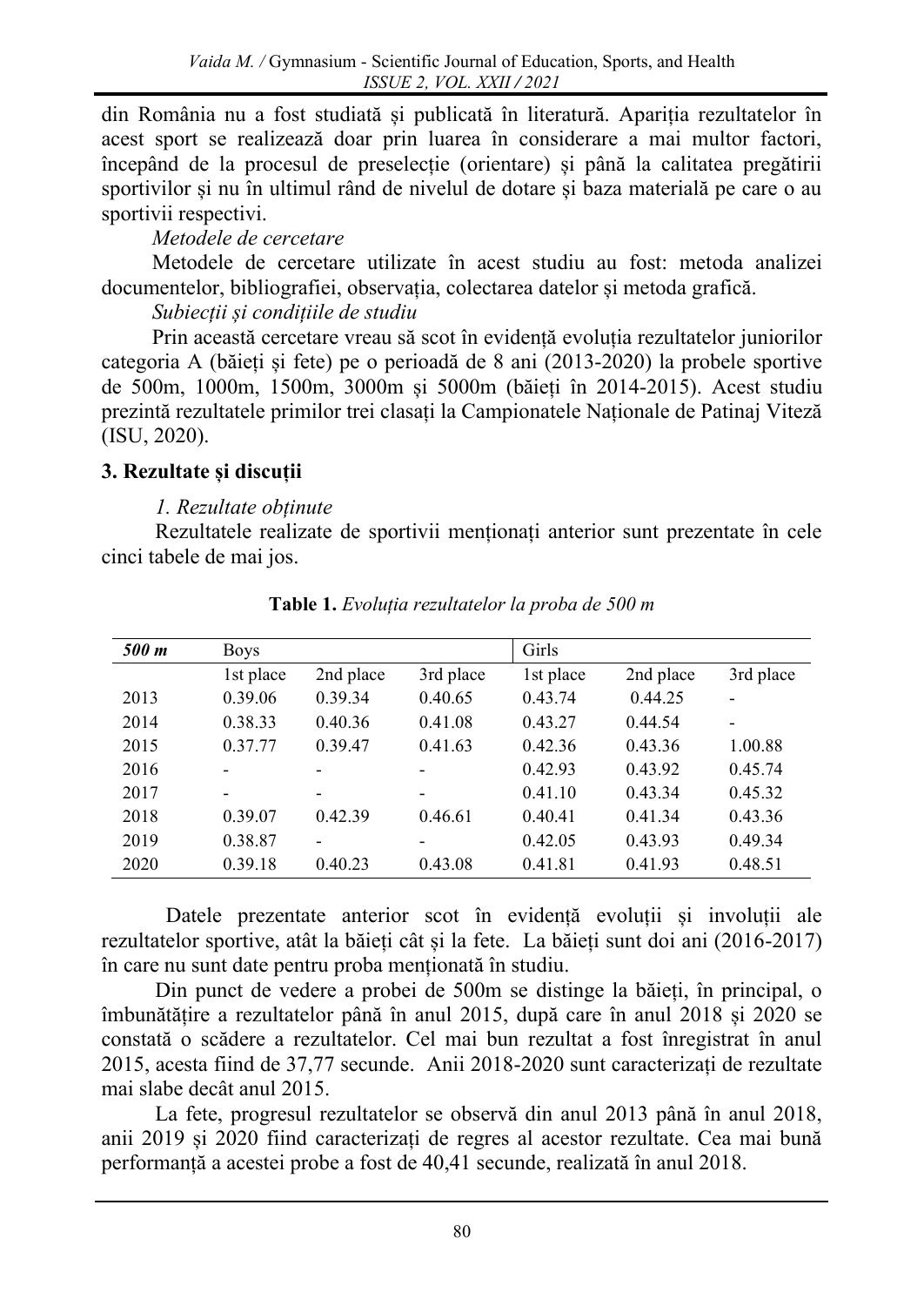din România nu a fost studiată și publicată în literatură. Apariția rezultatelor în acest sport se realizează doar prin luarea în considerare a mai multor factori, începând de la procesul de preselecție (orientare) și până la calitatea pregătirii sportivilor și nu în ultimul rând de nivelul de dotare și baza materială pe care o au sportivii respectivi.

*Metodele de cercetare*

Metodele de cercetare utilizate în acest studiu au fost: metoda analizei documentelor, bibliografiei, observația, colectarea datelor și metoda grafică.

*Subiecții și condițiile de studiu*

Prin această cercetare vreau să scot în evidență evoluția rezultatelor juniorilor categoria A (băieți și fete) pe o perioadă de 8 ani (2013-2020) la probele sportive de 500m, 1000m, 1500m, 3000m și 5000m (băieți în 2014-2015). Acest studiu prezintă rezultatele primilor trei clasați la Campionatele Naționale de Patinaj Viteză (ISU, 2020).

## 3. Rezultate și discuții

*1. Rezultate obținute*

Rezultatele realizate de sportivii menționați anterior sunt prezentate în cele cinci tabele de mai jos.

**Table 1.** *Evoluția rezultatelor la proba de 500 m*

| ***500 m*** | Boys | | | Girls | | |
|---|---|---|---|---|---|---|
| | 1st place | 2nd place | 3rd place | 1st place | 2nd place | 3rd place |
| 2013 | 0.39.06 | 0.39.34 | 0.40.65 | 0.43.74 | 0.44.25 | - |
| 2014 | 0.38.33 | 0.40.36 | 0.41.08 | 0.43.27 | 0.44.54 | - |
| 2015 | 0.37.77 | 0.39.47 | 0.41.63 | 0.42.36 | 0.43.36 | 1.00.88 |
| 2016 | - | - | - | 0.42.93 | 0.43.92 | 0.45.74 |
| 2017 | - | - | - | 0.41.10 | 0.43.34 | 0.45.32 |
| 2018 | 0.39.07 | 0.42.39 | 0.46.61 | 0.40.41 | 0.41.34 | 0.43.36 |
| 2019 | 0.38.87 | - | - | 0.42.05 | 0.43.93 | 0.49.34 |
| 2020 | 0.39.18 | 0.40.23 | 0.43.08 | 0.41.81 | 0.41.93 | 0.48.51 |

Datele prezentate anterior scot în evidență evoluții și involuții ale rezultatelor sportive, atât la băieți cât și la fete. La băieți sunt doi ani (2016-2017) în care nu sunt date pentru proba menționată în studiu.

Din punct de vedere a probei de 500m se distinge la băieți, în principal, o îmbunătățire a rezultatelor până în anul 2015, după care în anul 2018 și 2020 se constată o scădere a rezultatelor. Cel mai bun rezultat a fost înregistrat în anul 2015, acesta fiind de 37,77 secunde. Anii 2018-2020 sunt caracterizați de rezultate mai slabe decât anul 2015.

La fete, progresul rezultatelor se observă din anul 2013 până în anul 2018, anii 2019 și 2020 fiind caracterizați de regres al acestor rezultate. Cea mai bună performanță a acestei probe a fost de 40,41 secunde, realizată în anul 2018.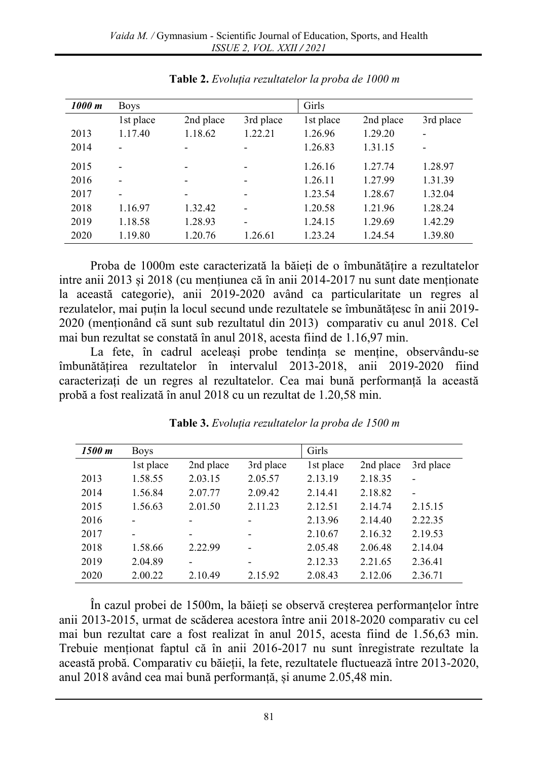**Table 2.** *Evoluția rezultatelor la proba de 1000 m*

| ***1000 m*** | Boys | | | Girls | | |
|---|---|---|---|---|---|---|
| | 1st place | 2nd place | 3rd place | 1st place | 2nd place | 3rd place |
| 2013 | 1.17.40 | 1.18.62 | 1.22.21 | 1.26.96 | 1.29.20 | - |
| 2014 | - | - | - | 1.26.83 | 1.31.15 | - |
| 2015 | - | - | - | 1.26.16 | 1.27.74 | 1.28.97 |
| 2016 | - | - | - | 1.26.11 | 1.27.99 | 1.31.39 |
| 2017 | - | - | - | 1.23.54 | 1.28.67 | 1.32.04 |
| 2018 | 1.16.97 | 1.32.42 | - | 1.20.58 | 1.21.96 | 1.28.24 |
| 2019 | 1.18.58 | 1.28.93 | - | 1.24.15 | 1.29.69 | 1.42.29 |
| 2020 | 1.19.80 | 1.20.76 | 1.26.61 | 1.23.24 | 1.24.54 | 1.39.80 |

Proba de 1000m este caracterizată la băieți de o îmbunătățire a rezultatelor intre anii 2013 și 2018 (cu mențiunea că în anii 2014-2017 nu sunt date menționate la această categorie), anii 2019-2020 având ca particularitate un regres al rezulatelor, mai puțin la locul secund unde rezultatele se îmbunătățesc în anii 2019-2020 (menționând că sunt sub rezultatul din 2013) comparativ cu anul 2018. Cel mai bun rezultat se constată în anul 2018, acesta fiind de 1.16,97 min.

La fete, în cadrul aceleași probe tendința se menține, observându-se îmbunătățirea rezultatelor în intervalul 2013-2018, anii 2019-2020 fiind caracterizați de un regres al rezultatelor. Cea mai bună performanță la această probă a fost realizată în anul 2018 cu un rezultat de 1.20,58 min.

**Table 3.** *Evoluția rezultatelor la proba de 1500 m*

| ***1500 m*** | Boys | | | Girls | | |
|---|---|---|---|---|---|---|
| | 1st place | 2nd place | 3rd place | 1st place | 2nd place | 3rd place |
| 2013 | 1.58.55 | 2.03.15 | 2.05.57 | 2.13.19 | 2.18.35 | - |
| 2014 | 1.56.84 | 2.07.77 | 2.09.42 | 2.14.41 | 2.18.82 | - |
| 2015 | 1.56.63 | 2.01.50 | 2.11.23 | 2.12.51 | 2.14.74 | 2.15.15 |
| 2016 | - | - | - | 2.13.96 | 2.14.40 | 2.22.35 |
| 2017 | - | - | - | 2.10.67 | 2.16.32 | 2.19.53 |
| 2018 | 1.58.66 | 2.22.99 | - | 2.05.48 | 2.06.48 | 2.14.04 |
| 2019 | 2.04.89 | - | - | 2.12.33 | 2.21.65 | 2.36.41 |
| 2020 | 2.00.22 | 2.10.49 | 2.15.92 | 2.08.43 | 2.12.06 | 2.36.71 |

În cazul probei de 1500m, la băieți se observă creșterea performanțelor între anii 2013-2015, urmat de scăderea acestora între anii 2018-2020 comparativ cu cel mai bun rezultat care a fost realizat în anul 2015, acesta fiind de 1.56,63 min. Trebuie menționat faptul că în anii 2016-2017 nu sunt înregistrate rezultate la această probă. Comparativ cu băieții, la fete, rezultatele fluctuează între 2013-2020, anul 2018 având cea mai bună performanță, și anume 2.05,48 min.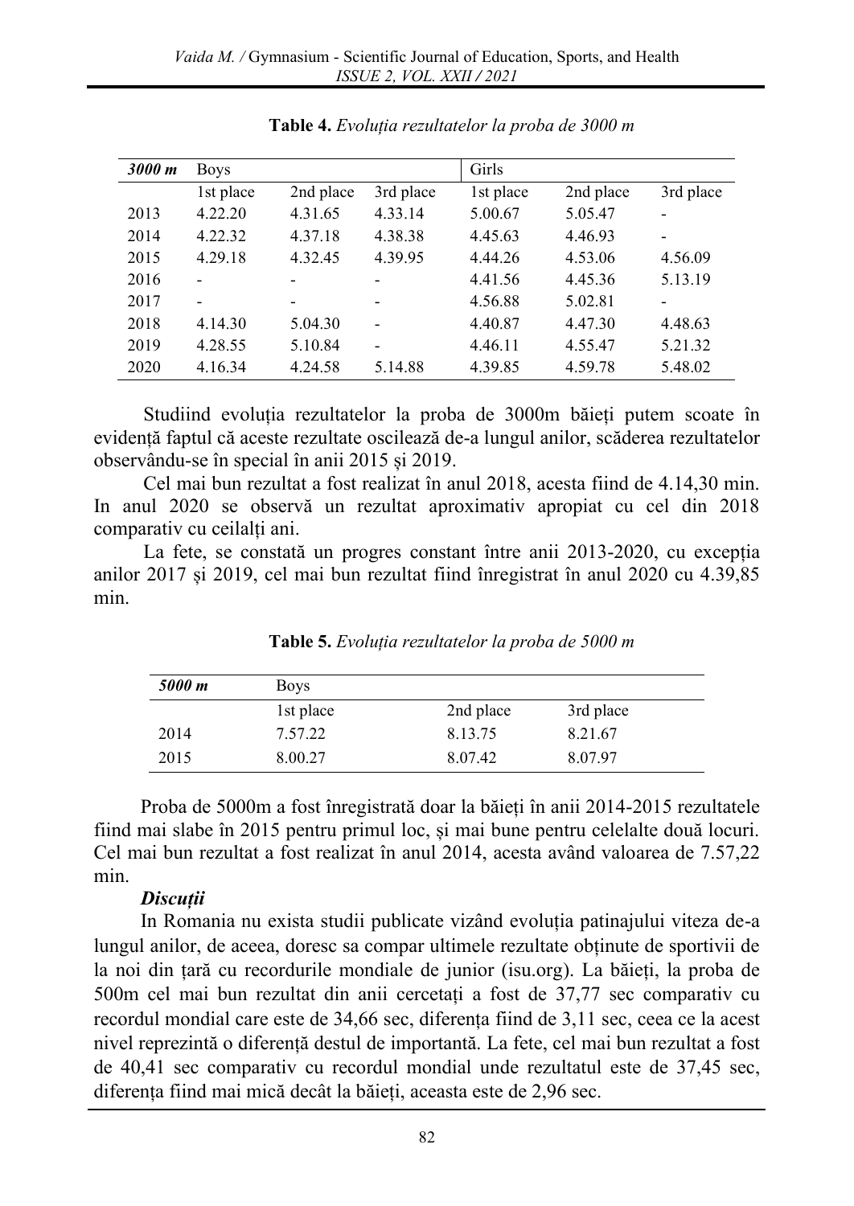**Table 4.** *Evoluția rezultatelor la proba de 3000 m*

| *3000 m* | Boys | | | Girls | | |
|---|---|---|---|---|---|---|
| | 1st place | 2nd place | 3rd place | 1st place | 2nd place | 3rd place |
| 2013 | 4.22.20 | 4.31.65 | 4.33.14 | 5.00.67 | 5.05.47 | - |
| 2014 | 4.22.32 | 4.37.18 | 4.38.38 | 4.45.63 | 4.46.93 | - |
| 2015 | 4.29.18 | 4.32.45 | 4.39.95 | 4.44.26 | 4.53.06 | 4.56.09 |
| 2016 | - | - | - | 4.41.56 | 4.45.36 | 5.13.19 |
| 2017 | - | - | - | 4.56.88 | 5.02.81 | - |
| 2018 | 4.14.30 | 5.04.30 | - | 4.40.87 | 4.47.30 | 4.48.63 |
| 2019 | 4.28.55 | 5.10.84 | - | 4.46.11 | 4.55.47 | 5.21.32 |
| 2020 | 4.16.34 | 4.24.58 | 5.14.88 | 4.39.85 | 4.59.78 | 5.48.02 |

Studiind evoluția rezultatelor la proba de 3000m băieți putem scoate în evidență faptul că aceste rezultate oscilează de-a lungul anilor, scăderea rezultatelor observându-se în special în anii 2015 și 2019.

Cel mai bun rezultat a fost realizat în anul 2018, acesta fiind de 4.14,30 min. In anul 2020 se observă un rezultat aproximativ apropiat cu cel din 2018 comparativ cu ceilalți ani.

La fete, se constată un progres constant între anii 2013-2020, cu excepția anilor 2017 și 2019, cel mai bun rezultat fiind înregistrat în anul 2020 cu 4.39,85 min.

**Table 5.** *Evoluția rezultatelor la proba de 5000 m*

| *5000 m* | Boys | | |
|---|---|---|---|
| | 1st place | 2nd place | 3rd place |
| 2014 | 7.57.22 | 8.13.75 | 8.21.67 |
| 2015 | 8.00.27 | 8.07.42 | 8.07.97 |

Proba de 5000m a fost înregistrată doar la băieți în anii 2014-2015 rezultatele fiind mai slabe în 2015 pentru primul loc, și mai bune pentru celelalte două locuri. Cel mai bun rezultat a fost realizat în anul 2014, acesta având valoarea de 7.57,22 min.

***Discuții***

In Romania nu exista studii publicate vizând evoluția patinajului viteza de-a lungul anilor, de aceea, doresc sa compar ultimele rezultate obținute de sportivii de la noi din țară cu recordurile mondiale de junior (isu.org). La băieți, la proba de 500m cel mai bun rezultat din anii cercetați a fost de 37,77 sec comparativ cu recordul mondial care este de 34,66 sec, diferența fiind de 3,11 sec, ceea ce la acest nivel reprezintă o diferență destul de importantă. La fete, cel mai bun rezultat a fost de 40,41 sec comparativ cu recordul mondial unde rezultatul este de 37,45 sec, diferența fiind mai mică decât la băieți, aceasta este de 2,96 sec.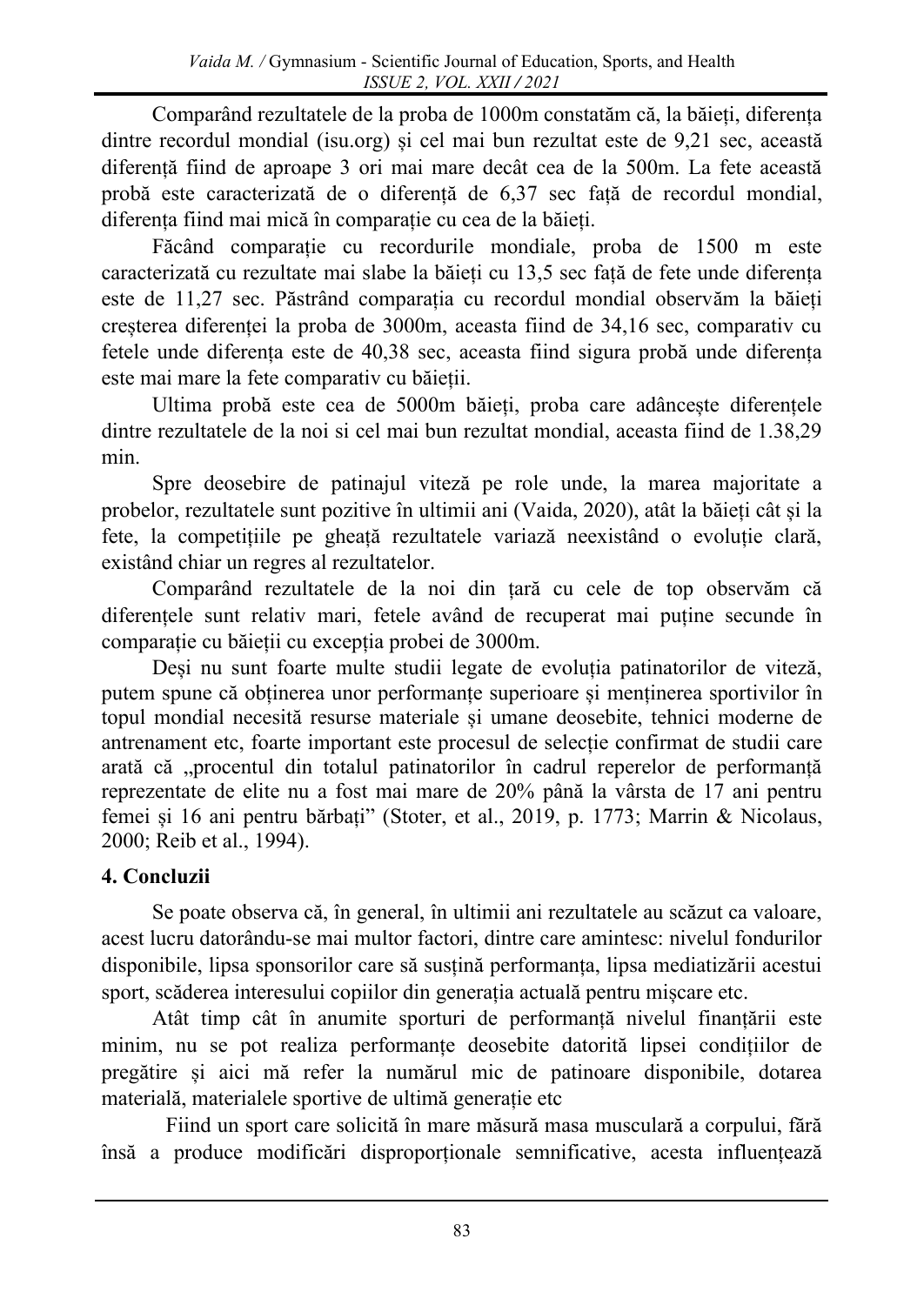Comparând rezultatele de la proba de 1000m constatăm că, la băieți, diferența dintre recordul mondial (isu.org) și cel mai bun rezultat este de 9,21 sec, această diferență fiind de aproape 3 ori mai mare decât cea de la 500m. La fete această probă este caracterizată de o diferență de 6,37 sec față de recordul mondial, diferența fiind mai mică în comparație cu cea de la băieți.

Făcând comparație cu recordurile mondiale, proba de 1500 m este caracterizată cu rezultate mai slabe la băieți cu 13,5 sec față de fete unde diferența este de 11,27 sec. Păstrând comparația cu recordul mondial observăm la băieți creșterea diferenței la proba de 3000m, aceasta fiind de 34,16 sec, comparativ cu fetele unde diferența este de 40,38 sec, aceasta fiind sigura probă unde diferența este mai mare la fete comparativ cu băieții.

Ultima probă este cea de 5000m băieți, proba care adâncește diferențele dintre rezultatele de la noi si cel mai bun rezultat mondial, aceasta fiind de 1.38,29 min.

Spre deosebire de patinajul viteză pe role unde, la marea majoritate a probelor, rezultatele sunt pozitive în ultimii ani (Vaida, 2020), atât la băieți cât și la fete, la competițiile pe gheață rezultatele variază neexistând o evoluție clară, existând chiar un regres al rezultatelor.

Comparând rezultatele de la noi din țară cu cele de top observăm că diferențele sunt relativ mari, fetele având de recuperat mai puține secunde în comparație cu băieții cu excepția probei de 3000m.

Deși nu sunt foarte multe studii legate de evoluția patinatorilor de viteză, putem spune că obținerea unor performanțe superioare și menținerea sportivilor în topul mondial necesită resurse materiale și umane deosebite, tehnici moderne de antrenament etc, foarte important este procesul de selecție confirmat de studii care arată că „procentul din totalul patinatorilor în cadrul reperelor de performanță reprezentate de elite nu a fost mai mare de 20% până la vârsta de 17 ani pentru femei și 16 ani pentru bărbați" (Stoter, et al., 2019, p. 1773; Marrin & Nicolaus, 2000; Reib et al., 1994).

## 4. Concluzii

Se poate observa că, în general, în ultimii ani rezultatele au scăzut ca valoare, acest lucru datorându-se mai multor factori, dintre care amintesc: nivelul fondurilor disponibile, lipsa sponsorilor care să susțină performanța, lipsa mediatizării acestui sport, scăderea interesului copiilor din generația actuală pentru mișcare etc.

Atât timp cât în anumite sporturi de performanță nivelul finanțării este minim, nu se pot realiza performanțe deosebite datorită lipsei condițiilor de pregătire și aici mă refer la numărul mic de patinoare disponibile, dotarea materială, materialele sportive de ultimă generație etc

Fiind un sport care solicită în mare măsură masa musculară a corpului, fără însă a produce modificări disproporționale semnificative, acesta influențează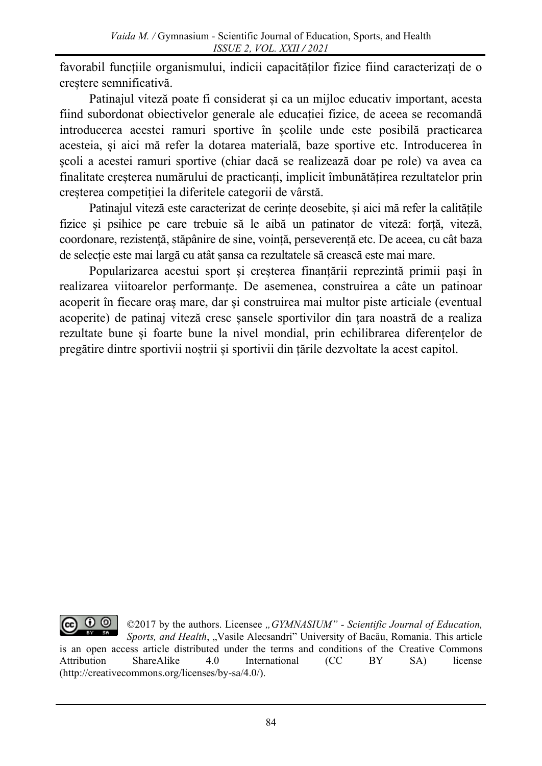favorabil funcțiile organismului, indicii capacităților fizice fiind caracterizați de o creștere semnificativă.

Patinajul viteză poate fi considerat și ca un mijloc educativ important, acesta fiind subordonat obiectivelor generale ale educației fizice, de aceea se recomandă introducerea acestei ramuri sportive în școlile unde este posibilă practicarea acesteia, și aici mă refer la dotarea materială, baze sportive etc. Introducerea în școli a acestei ramuri sportive (chiar dacă se realizează doar pe role) va avea ca finalitate creșterea numărului de practicanți, implicit îmbunătățirea rezultatelor prin creșterea competiției la diferitele categorii de vârstă.

Patinajul viteză este caracterizat de cerințe deosebite, și aici mă refer la calitățile fizice și psihice pe care trebuie să le aibă un patinator de viteză: forță, viteză, coordonare, rezistență, stăpânire de sine, voință, perseverență etc. De aceea, cu cât baza de selecție este mai largă cu atât șansa ca rezultatele să crească este mai mare.

Popularizarea acestui sport și creșterea finanțării reprezintă primii pași în realizarea viitoarelor performanțe. De asemenea, construirea a câte un patinoar acoperit în fiecare oraș mare, dar și construirea mai multor piste articiale (eventual acoperite) de patinaj viteză cresc șansele sportivilor din țara noastră de a realiza rezultate bune și foarte bune la nivel mondial, prin echilibrarea diferențelor de pregătire dintre sportivii noștrii și sportivii din țările dezvoltate la acest capitol.

©2017 by the authors. Licensee *„GYMNASIUM" - Scientific Journal of Education, Sports, and Health*, „Vasile Alecsandri" University of Bacău, Romania. This article is an open access article distributed under the terms and conditions of the Creative Commons Attribution ShareAlike 4.0 International (CC BY SA) license (http://creativecommons.org/licenses/by-sa/4.0/).